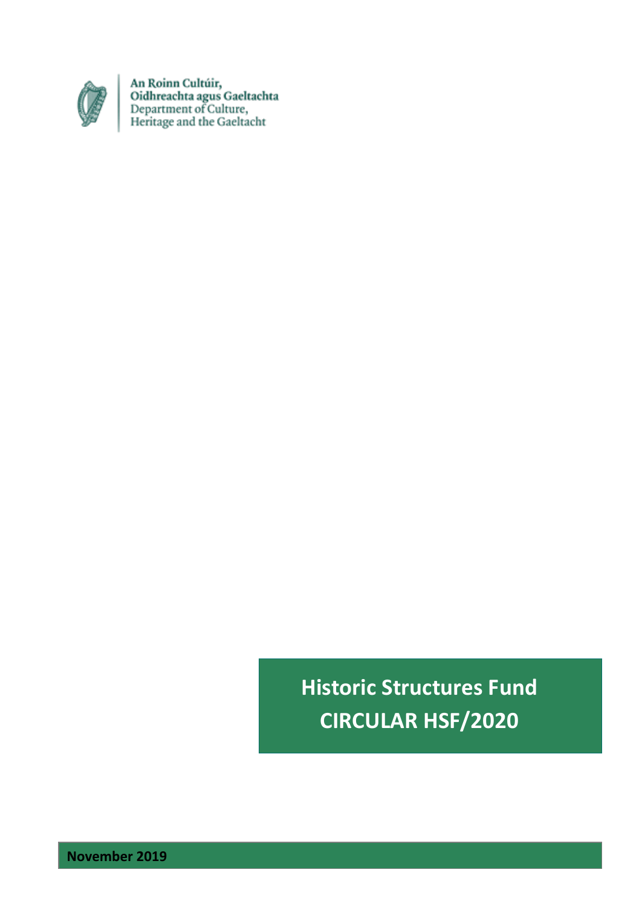An Roinn Cultúir,
Oidhreachta agus Gaeltachta
Department of Culture,
Heritage and the Gaeltacht

# Historic Structures Fund
# CIRCULAR HSF/2020

**November 2019**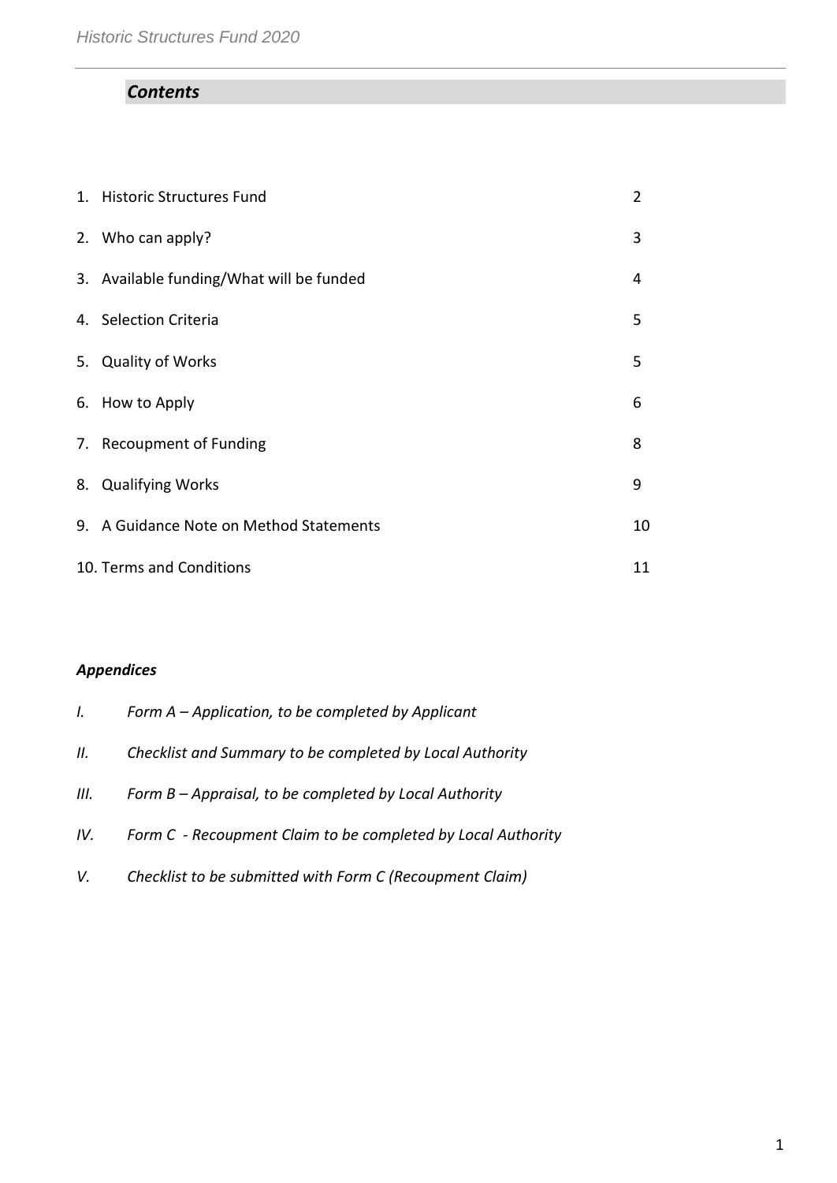## *Contents*

| | |
|---|---|
| 1. Historic Structures Fund | 2 |
| 2. Who can apply? | 3 |
| 3. Available funding/What will be funded | 4 |
| 4. Selection Criteria | 5 |
| 5. Quality of Works | 5 |
| 6. How to Apply | 6 |
| 7. Recoupment of Funding | 8 |
| 8. Qualifying Works | 9 |
| 9. A Guidance Note on Method Statements | 10 |
| 10. Terms and Conditions | 11 |

### *Appendices*

*I. Form A – Application, to be completed by Applicant*

*II. Checklist and Summary to be completed by Local Authority*

*III. Form B – Appraisal, to be completed by Local Authority*

*IV. Form C - Recoupment Claim to be completed by Local Authority*

*V. Checklist to be submitted with Form C (Recoupment Claim)*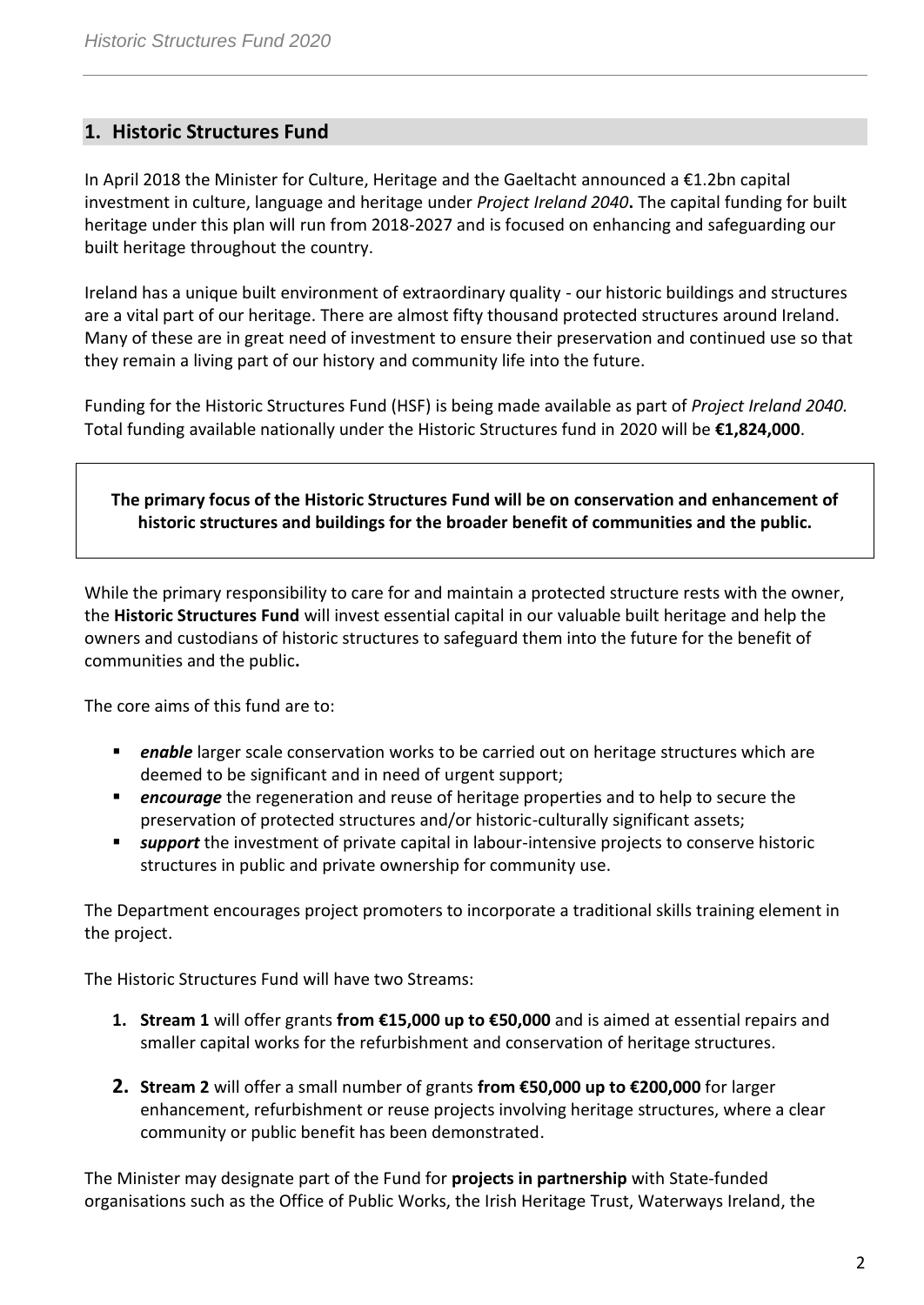## 1. Historic Structures Fund

In April 2018 the Minister for Culture, Heritage and the Gaeltacht announced a €1.2bn capital investment in culture, language and heritage under *Project Ireland 2040***.** The capital funding for built heritage under this plan will run from 2018-2027 and is focused on enhancing and safeguarding our built heritage throughout the country.

Ireland has a unique built environment of extraordinary quality - our historic buildings and structures are a vital part of our heritage. There are almost fifty thousand protected structures around Ireland. Many of these are in great need of investment to ensure their preservation and continued use so that they remain a living part of our history and community life into the future.

Funding for the Historic Structures Fund (HSF) is being made available as part of *Project Ireland 2040.* Total funding available nationally under the Historic Structures fund in 2020 will be **€1,824,000**.

**The primary focus of the Historic Structures Fund will be on conservation and enhancement of historic structures and buildings for the broader benefit of communities and the public.**

While the primary responsibility to care for and maintain a protected structure rests with the owner, the **Historic Structures Fund** will invest essential capital in our valuable built heritage and help the owners and custodians of historic structures to safeguard them into the future for the benefit of communities and the public**.**

The core aims of this fund are to:

- ***enable*** larger scale conservation works to be carried out on heritage structures which are deemed to be significant and in need of urgent support;
- ***encourage*** the regeneration and reuse of heritage properties and to help to secure the preservation of protected structures and/or historic-culturally significant assets;
- ***support*** the investment of private capital in labour-intensive projects to conserve historic structures in public and private ownership for community use.

The Department encourages project promoters to incorporate a traditional skills training element in the project.

The Historic Structures Fund will have two Streams:

1. **Stream 1** will offer grants **from €15,000 up to €50,000** and is aimed at essential repairs and smaller capital works for the refurbishment and conservation of heritage structures.
2. **Stream 2** will offer a small number of grants **from €50,000 up to €200,000** for larger enhancement, refurbishment or reuse projects involving heritage structures, where a clear community or public benefit has been demonstrated.

The Minister may designate part of the Fund for **projects in partnership** with State-funded organisations such as the Office of Public Works, the Irish Heritage Trust, Waterways Ireland, the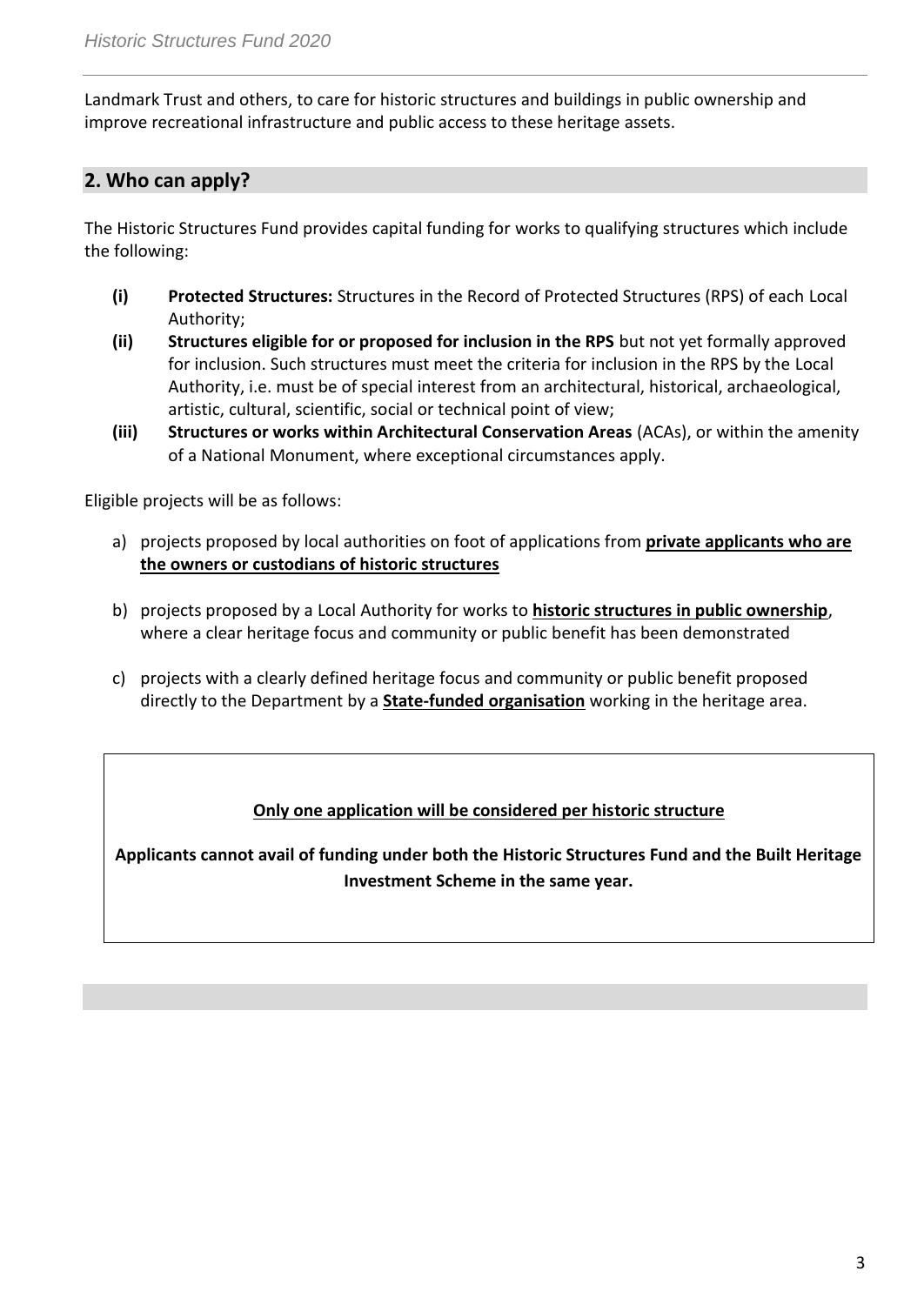Landmark Trust and others, to care for historic structures and buildings in public ownership and improve recreational infrastructure and public access to these heritage assets.

## 2. Who can apply?

The Historic Structures Fund provides capital funding for works to qualifying structures which include the following:

- **(i)** **Protected Structures:** Structures in the Record of Protected Structures (RPS) of each Local Authority;
- **(ii)** **Structures eligible for or proposed for inclusion in the RPS** but not yet formally approved for inclusion. Such structures must meet the criteria for inclusion in the RPS by the Local Authority, i.e. must be of special interest from an architectural, historical, archaeological, artistic, cultural, scientific, social or technical point of view;
- **(iii)** **Structures or works within Architectural Conservation Areas** (ACAs), or within the amenity of a National Monument, where exceptional circumstances apply.

Eligible projects will be as follows:

a) projects proposed by local authorities on foot of applications from **<u>private applicants who are the owners or custodians of historic structures</u>**

b) projects proposed by a Local Authority for works to **<u>historic structures in public ownership</u>**, where a clear heritage focus and community or public benefit has been demonstrated

c) projects with a clearly defined heritage focus and community or public benefit proposed directly to the Department by a **<u>State-funded organisation</u>** working in the heritage area.

**<u>Only one application will be considered per historic structure</u>**

**Applicants cannot avail of funding under both the Historic Structures Fund and the Built Heritage Investment Scheme in the same year.**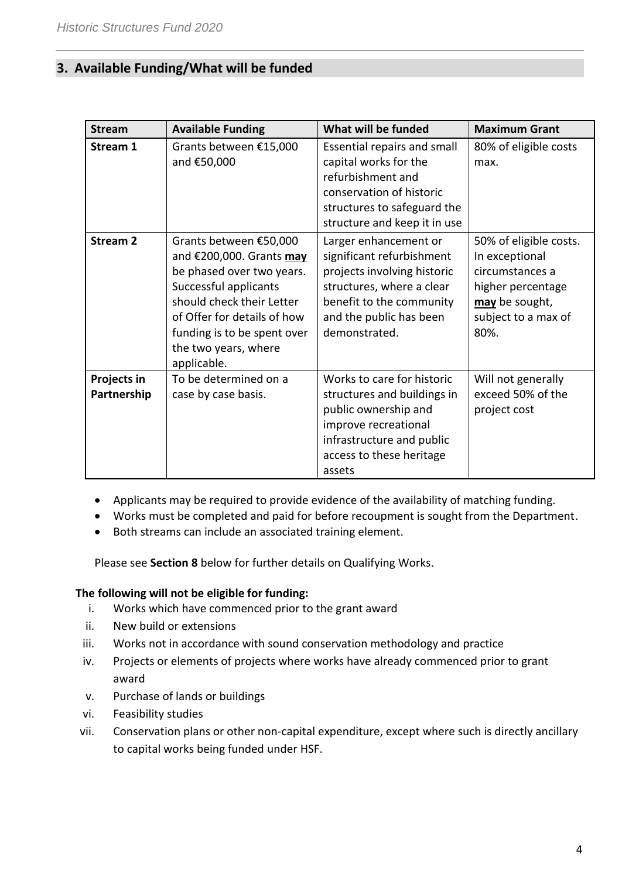## 3. Available Funding/What will be funded

| Stream | Available Funding | What will be funded | Maximum Grant |
| --- | --- | --- | --- |
| **Stream 1** | Grants between €15,000 and €50,000 | Essential repairs and small capital works for the refurbishment and conservation of historic structures to safeguard the structure and keep it in use | 80% of eligible costs max. |
| **Stream 2** | Grants between €50,000 and €200,000. Grants **may** be phased over two years. Successful applicants should check their Letter of Offer for details of how funding is to be spent over the two years, where applicable. | Larger enhancement or significant refurbishment projects involving historic structures, where a clear benefit to the community and the public has been demonstrated. | 50% of eligible costs. In exceptional circumstances a higher percentage **may** be sought, subject to a max of 80%. |
| **Projects in Partnership** | To be determined on a case by case basis. | Works to care for historic structures and buildings in public ownership and improve recreational infrastructure and public access to these heritage assets | Will not generally exceed 50% of the project cost |

- Applicants may be required to provide evidence of the availability of matching funding.
- Works must be completed and paid for before recoupment is sought from the Department.
- Both streams can include an associated training element.

Please see **Section 8** below for further details on Qualifying Works.

**The following will not be eligible for funding:**

i. Works which have commenced prior to the grant award
ii. New build or extensions
iii. Works not in accordance with sound conservation methodology and practice
iv. Projects or elements of projects where works have already commenced prior to grant award
v. Purchase of lands or buildings
vi. Feasibility studies
vii. Conservation plans or other non-capital expenditure, except where such is directly ancillary to capital works being funded under HSF.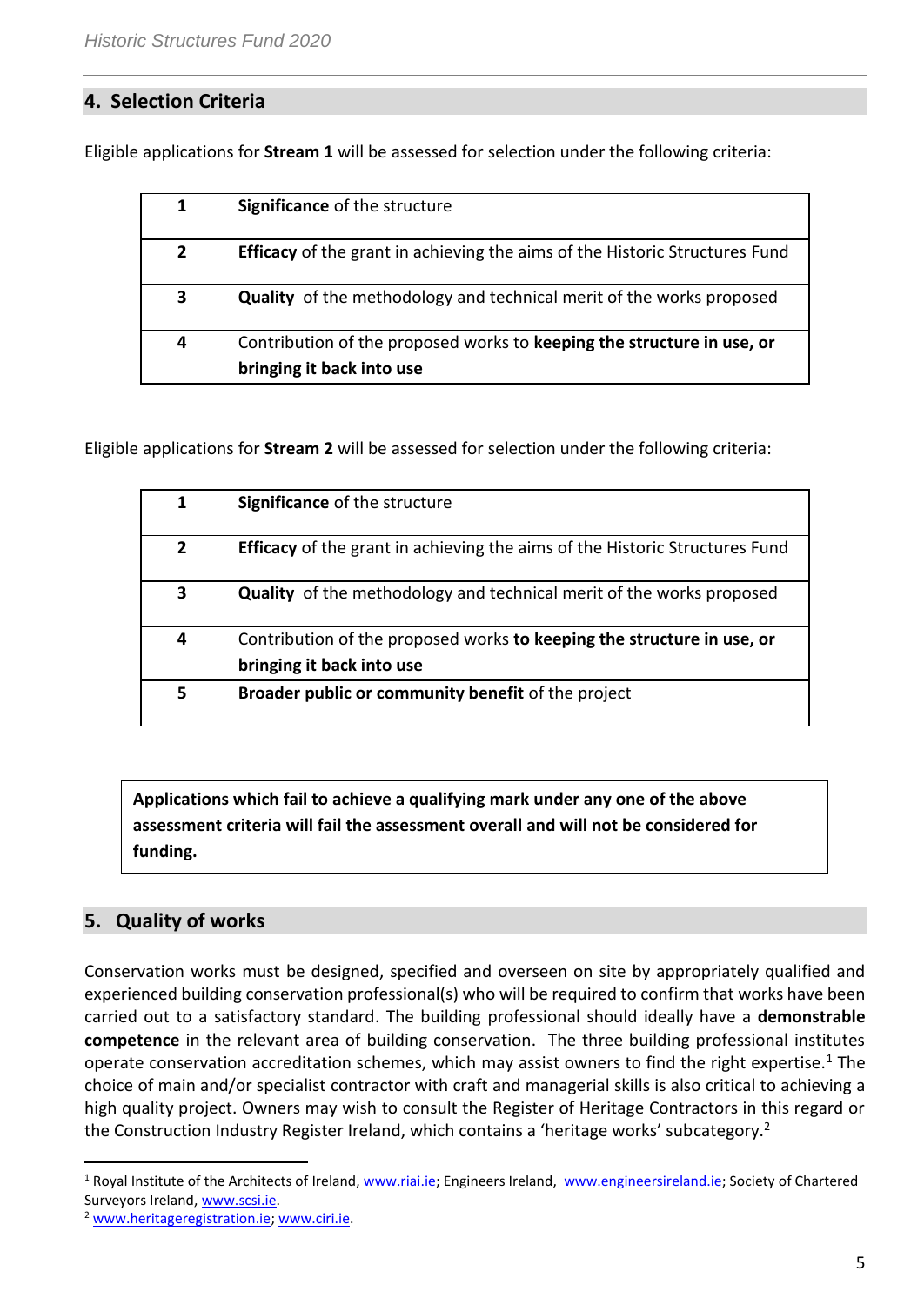## 4. Selection Criteria

Eligible applications for **Stream 1** will be assessed for selection under the following criteria:

| | |
|---|---|
| 1 | **Significance** of the structure |
| 2 | **Efficacy** of the grant in achieving the aims of the Historic Structures Fund |
| 3 | **Quality** of the methodology and technical merit of the works proposed |
| 4 | Contribution of the proposed works to **keeping the structure in use, or bringing it back into use** |

Eligible applications for **Stream 2** will be assessed for selection under the following criteria:

| | |
|---|---|
| 1 | **Significance** of the structure |
| 2 | **Efficacy** of the grant in achieving the aims of the Historic Structures Fund |
| 3 | **Quality** of the methodology and technical merit of the works proposed |
| 4 | Contribution of the proposed works **to keeping the structure in use, or bringing it back into use** |
| 5 | **Broader public or community benefit** of the project |

**Applications which fail to achieve a qualifying mark under any one of the above assessment criteria will fail the assessment overall and will not be considered for funding.**

## 5. Quality of works

Conservation works must be designed, specified and overseen on site by appropriately qualified and experienced building conservation professional(s) who will be required to confirm that works have been carried out to a satisfactory standard. The building professional should ideally have a **demonstrable competence** in the relevant area of building conservation. The three building professional institutes operate conservation accreditation schemes, which may assist owners to find the right expertise.[1] The choice of main and/or specialist contractor with craft and managerial skills is also critical to achieving a high quality project. Owners may wish to consult the Register of Heritage Contractors in this regard or the Construction Industry Register Ireland, which contains a 'heritage works' subcategory.[2]

[1] Royal Institute of the Architects of Ireland, www.riai.ie; Engineers Ireland, www.engineersireland.ie; Society of Chartered Surveyors Ireland, www.scsi.ie.

[2] www.heritageregistration.ie; www.ciri.ie.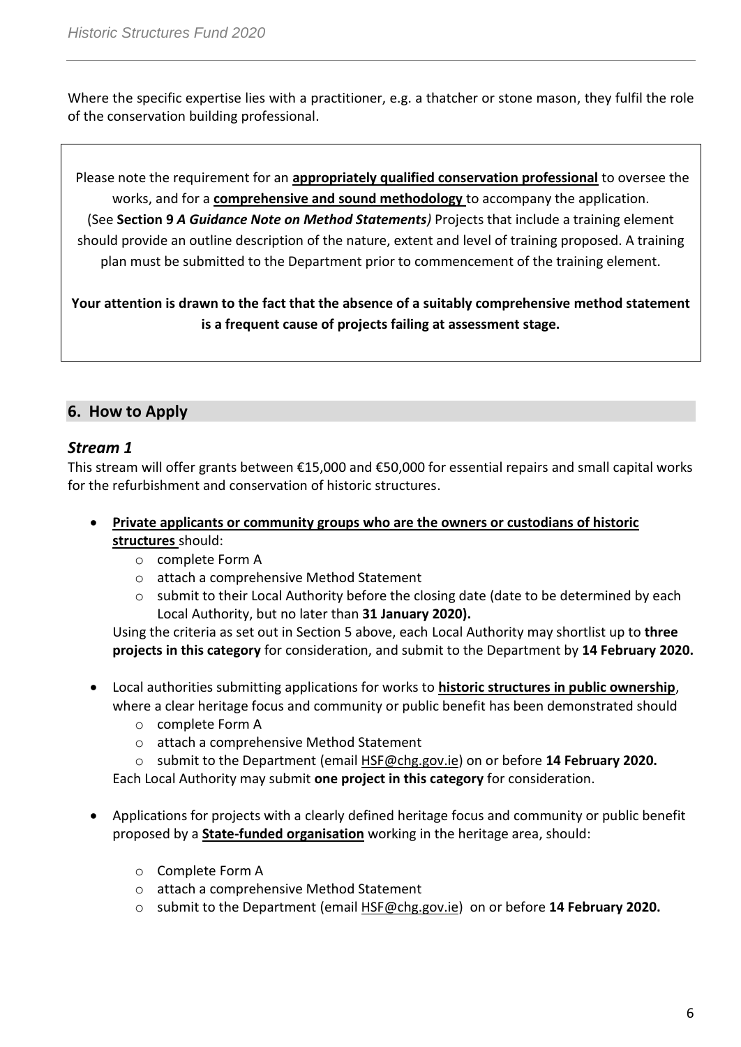Where the specific expertise lies with a practitioner, e.g. a thatcher or stone mason, they fulfil the role of the conservation building professional.

Please note the requirement for an **appropriately qualified conservation professional** to oversee the works, and for a **comprehensive and sound methodology** to accompany the application. (See **Section 9** ***A Guidance Note on Method Statements****)* Projects that include a training element should provide an outline description of the nature, extent and level of training proposed. A training plan must be submitted to the Department prior to commencement of the training element.

**Your attention is drawn to the fact that the absence of a suitably comprehensive method statement is a frequent cause of projects failing at assessment stage.**

## 6. How to Apply

### *Stream 1*

This stream will offer grants between €15,000 and €50,000 for essential repairs and small capital works for the refurbishment and conservation of historic structures.

- **Private applicants or community groups who are the owners or custodians of historic structures** should:
    - complete Form A
    - attach a comprehensive Method Statement
    - submit to their Local Authority before the closing date (date to be determined by each Local Authority, but no later than **31 January 2020).**

  Using the criteria as set out in Section 5 above, each Local Authority may shortlist up to **three projects in this category** for consideration, and submit to the Department by **14 February 2020.**

- Local authorities submitting applications for works to **historic structures in public ownership**, where a clear heritage focus and community or public benefit has been demonstrated should
    - complete Form A
    - attach a comprehensive Method Statement
    - submit to the Department (email HSF@chg.gov.ie) on or before **14 February 2020.**

  Each Local Authority may submit **one project in this category** for consideration.

- Applications for projects with a clearly defined heritage focus and community or public benefit proposed by a **State-funded organisation** working in the heritage area, should:
    - Complete Form A
    - attach a comprehensive Method Statement
    - submit to the Department (email HSF@chg.gov.ie) on or before **14 February 2020.**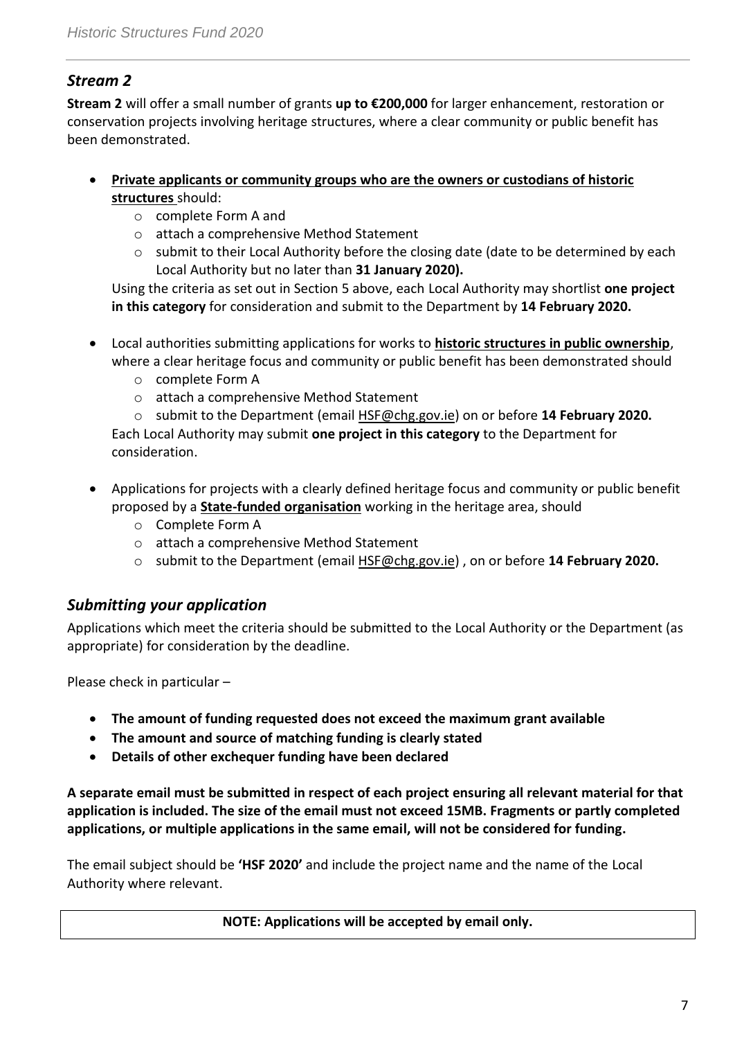## *Stream 2*

**Stream 2** will offer a small number of grants **up to €200,000** for larger enhancement, restoration or conservation projects involving heritage structures, where a clear community or public benefit has been demonstrated.

- **Private applicants or community groups who are the owners or custodians of historic structures** should:
  - complete Form A and
  - attach a comprehensive Method Statement
  - submit to their Local Authority before the closing date (date to be determined by each Local Authority but no later than **31 January 2020).**

  Using the criteria as set out in Section 5 above, each Local Authority may shortlist **one project in this category** for consideration and submit to the Department by **14 February 2020.**

- Local authorities submitting applications for works to **historic structures in public ownership**, where a clear heritage focus and community or public benefit has been demonstrated should
  - complete Form A
  - attach a comprehensive Method Statement
  - submit to the Department (email HSF@chg.gov.ie) on or before **14 February 2020.**

  Each Local Authority may submit **one project in this category** to the Department for consideration.

- Applications for projects with a clearly defined heritage focus and community or public benefit proposed by a **State-funded organisation** working in the heritage area, should
  - Complete Form A
  - attach a comprehensive Method Statement
  - submit to the Department (email HSF@chg.gov.ie) , on or before **14 February 2020.**

## *Submitting your application*

Applications which meet the criteria should be submitted to the Local Authority or the Department (as appropriate) for consideration by the deadline.

Please check in particular –

- **The amount of funding requested does not exceed the maximum grant available**
- **The amount and source of matching funding is clearly stated**
- **Details of other exchequer funding have been declared**

**A separate email must be submitted in respect of each project ensuring all relevant material for that application is included. The size of the email must not exceed 15MB. Fragments or partly completed applications, or multiple applications in the same email, will not be considered for funding.**

The email subject should be **'HSF 2020'** and include the project name and the name of the Local Authority where relevant.

**NOTE: Applications will be accepted by email only.**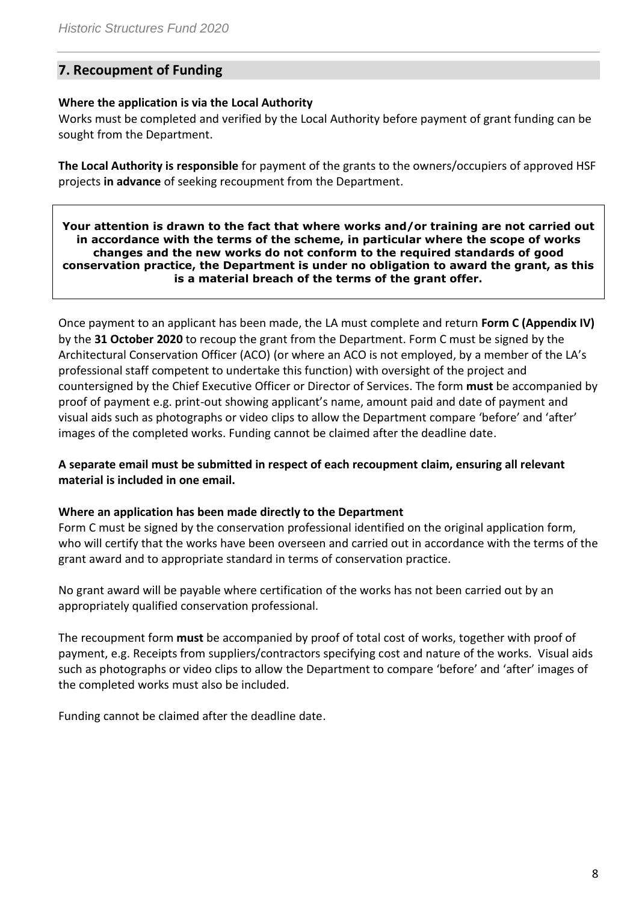## 7. Recoupment of Funding

**Where the application is via the Local Authority**

Works must be completed and verified by the Local Authority before payment of grant funding can be sought from the Department.

**The Local Authority is responsible** for payment of the grants to the owners/occupiers of approved HSF projects **in advance** of seeking recoupment from the Department.

> **Your attention is drawn to the fact that where works and/or training are not carried out in accordance with the terms of the scheme, in particular where the scope of works changes and the new works do not conform to the required standards of good conservation practice, the Department is under no obligation to award the grant, as this is a material breach of the terms of the grant offer.**

Once payment to an applicant has been made, the LA must complete and return **Form C (Appendix IV)** by the **31 October 2020** to recoup the grant from the Department. Form C must be signed by the Architectural Conservation Officer (ACO) (or where an ACO is not employed, by a member of the LA's professional staff competent to undertake this function) with oversight of the project and countersigned by the Chief Executive Officer or Director of Services. The form **must** be accompanied by proof of payment e.g. print-out showing applicant's name, amount paid and date of payment and visual aids such as photographs or video clips to allow the Department compare 'before' and 'after' images of the completed works. Funding cannot be claimed after the deadline date.

**A separate email must be submitted in respect of each recoupment claim, ensuring all relevant material is included in one email.**

**Where an application has been made directly to the Department**

Form C must be signed by the conservation professional identified on the original application form, who will certify that the works have been overseen and carried out in accordance with the terms of the grant award and to appropriate standard in terms of conservation practice.

No grant award will be payable where certification of the works has not been carried out by an appropriately qualified conservation professional.

The recoupment form **must** be accompanied by proof of total cost of works, together with proof of payment, e.g. Receipts from suppliers/contractors specifying cost and nature of the works. Visual aids such as photographs or video clips to allow the Department to compare 'before' and 'after' images of the completed works must also be included.

Funding cannot be claimed after the deadline date.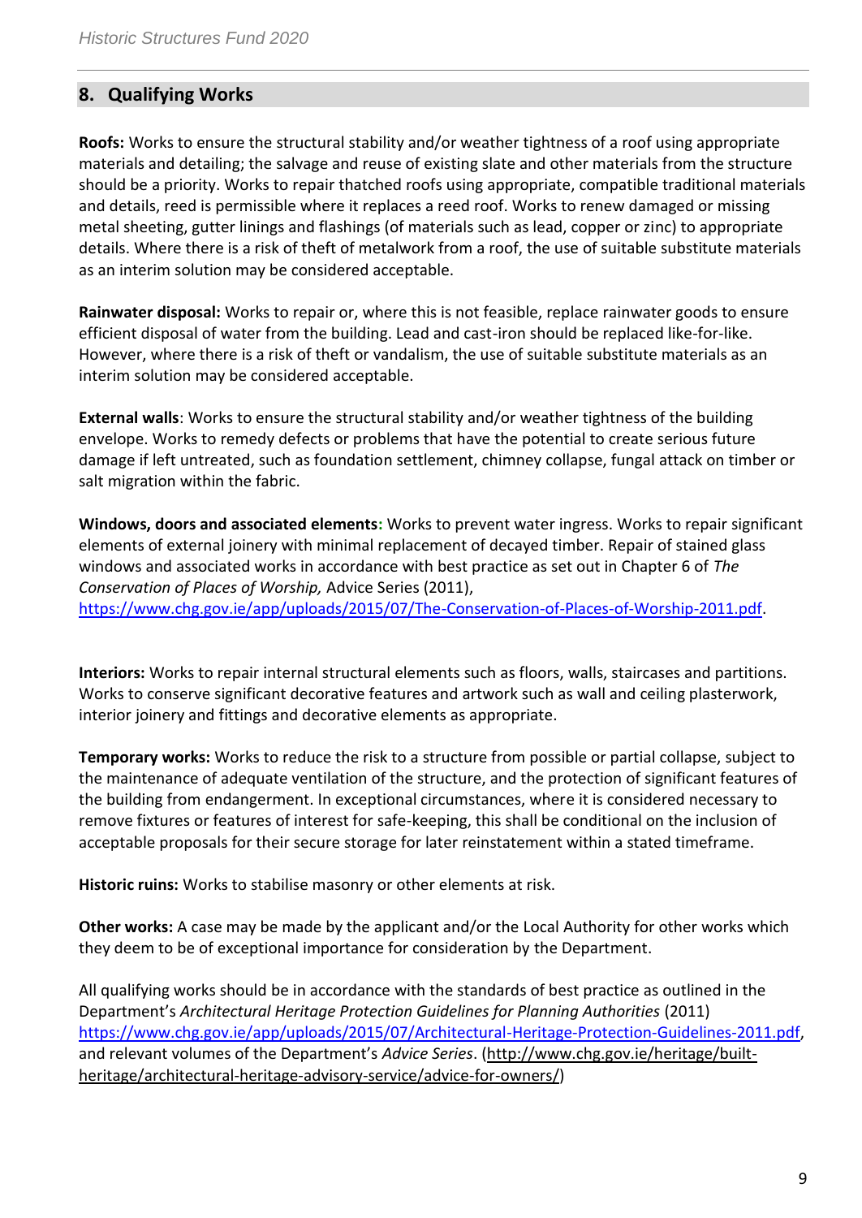## 8. Qualifying Works

**Roofs:** Works to ensure the structural stability and/or weather tightness of a roof using appropriate materials and detailing; the salvage and reuse of existing slate and other materials from the structure should be a priority. Works to repair thatched roofs using appropriate, compatible traditional materials and details, reed is permissible where it replaces a reed roof. Works to renew damaged or missing metal sheeting, gutter linings and flashings (of materials such as lead, copper or zinc) to appropriate details. Where there is a risk of theft of metalwork from a roof, the use of suitable substitute materials as an interim solution may be considered acceptable.

**Rainwater disposal:** Works to repair or, where this is not feasible, replace rainwater goods to ensure efficient disposal of water from the building. Lead and cast-iron should be replaced like-for-like. However, where there is a risk of theft or vandalism, the use of suitable substitute materials as an interim solution may be considered acceptable.

**External walls**: Works to ensure the structural stability and/or weather tightness of the building envelope. Works to remedy defects or problems that have the potential to create serious future damage if left untreated, such as foundation settlement, chimney collapse, fungal attack on timber or salt migration within the fabric.

**Windows, doors and associated elements:** Works to prevent water ingress. Works to repair significant elements of external joinery with minimal replacement of decayed timber. Repair of stained glass windows and associated works in accordance with best practice as set out in Chapter 6 of *The Conservation of Places of Worship,* Advice Series (2011), https://www.chg.gov.ie/app/uploads/2015/07/The-Conservation-of-Places-of-Worship-2011.pdf.

**Interiors:** Works to repair internal structural elements such as floors, walls, staircases and partitions. Works to conserve significant decorative features and artwork such as wall and ceiling plasterwork, interior joinery and fittings and decorative elements as appropriate.

**Temporary works:** Works to reduce the risk to a structure from possible or partial collapse, subject to the maintenance of adequate ventilation of the structure, and the protection of significant features of the building from endangerment. In exceptional circumstances, where it is considered necessary to remove fixtures or features of interest for safe-keeping, this shall be conditional on the inclusion of acceptable proposals for their secure storage for later reinstatement within a stated timeframe.

**Historic ruins:** Works to stabilise masonry or other elements at risk.

**Other works:** A case may be made by the applicant and/or the Local Authority for other works which they deem to be of exceptional importance for consideration by the Department.

All qualifying works should be in accordance with the standards of best practice as outlined in the Department's *Architectural Heritage Protection Guidelines for Planning Authorities* (2011) https://www.chg.gov.ie/app/uploads/2015/07/Architectural-Heritage-Protection-Guidelines-2011.pdf, and relevant volumes of the Department's *Advice Series*. (http://www.chg.gov.ie/heritage/built-heritage/architectural-heritage-advisory-service/advice-for-owners/)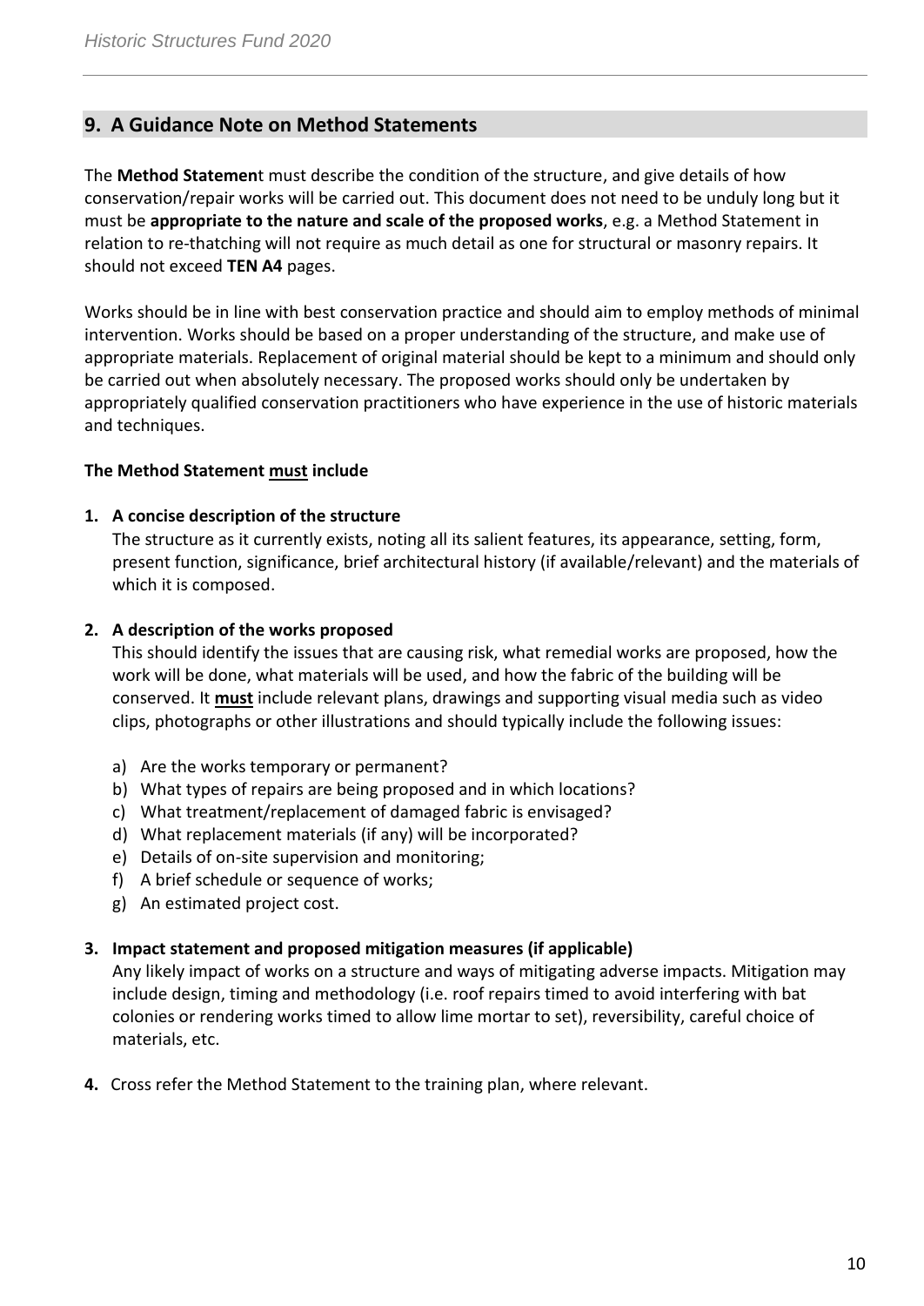## 9. A Guidance Note on Method Statements

The **Method Statemen**t must describe the condition of the structure, and give details of how conservation/repair works will be carried out. This document does not need to be unduly long but it must be **appropriate to the nature and scale of the proposed works**, e.g. a Method Statement in relation to re-thatching will not require as much detail as one for structural or masonry repairs. It should not exceed **TEN A4** pages.

Works should be in line with best conservation practice and should aim to employ methods of minimal intervention. Works should be based on a proper understanding of the structure, and make use of appropriate materials. Replacement of original material should be kept to a minimum and should only be carried out when absolutely necessary. The proposed works should only be undertaken by appropriately qualified conservation practitioners who have experience in the use of historic materials and techniques.

**The Method Statement <u>must</u> include**

1. **A concise description of the structure**
   The structure as it currently exists, noting all its salient features, its appearance, setting, form, present function, significance, brief architectural history (if available/relevant) and the materials of which it is composed.

2. **A description of the works proposed**
   This should identify the issues that are causing risk, what remedial works are proposed, how the work will be done, what materials will be used, and how the fabric of the building will be conserved. It **<u>must</u>** include relevant plans, drawings and supporting visual media such as video clips, photographs or other illustrations and should typically include the following issues:

   a) Are the works temporary or permanent?
   b) What types of repairs are being proposed and in which locations?
   c) What treatment/replacement of damaged fabric is envisaged?
   d) What replacement materials (if any) will be incorporated?
   e) Details of on-site supervision and monitoring;
   f) A brief schedule or sequence of works;
   g) An estimated project cost.

3. **Impact statement and proposed mitigation measures (if applicable)**
   Any likely impact of works on a structure and ways of mitigating adverse impacts. Mitigation may include design, timing and methodology (i.e. roof repairs timed to avoid interfering with bat colonies or rendering works timed to allow lime mortar to set), reversibility, careful choice of materials, etc.

4. Cross refer the Method Statement to the training plan, where relevant.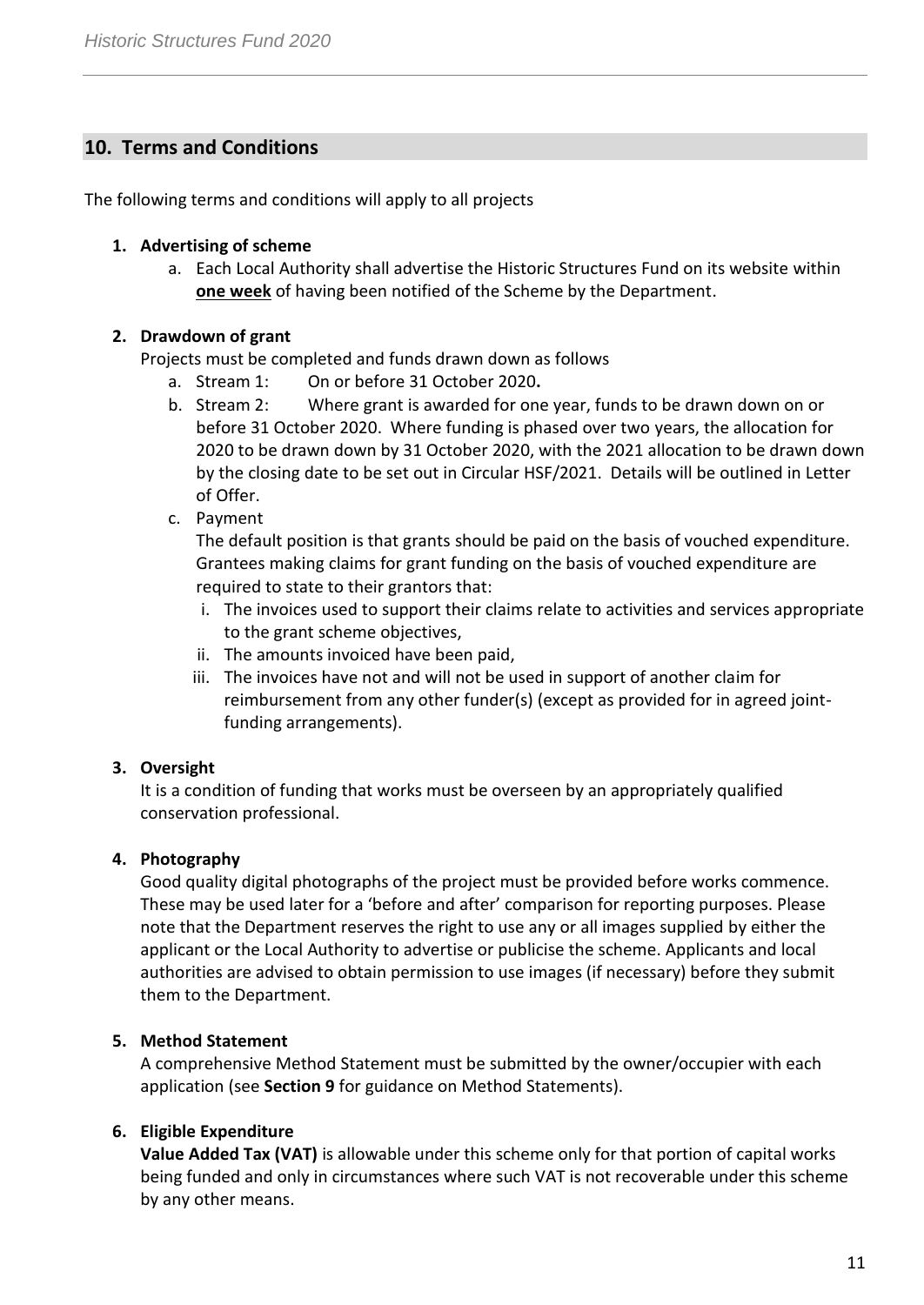## 10. Terms and Conditions

The following terms and conditions will apply to all projects

1. **Advertising of scheme**
   a. Each Local Authority shall advertise the Historic Structures Fund on its website within **one week** of having been notified of the Scheme by the Department.

2. **Drawdown of grant**
   Projects must be completed and funds drawn down as follows
   a. Stream 1: On or before 31 October 2020**.**
   b. Stream 2: Where grant is awarded for one year, funds to be drawn down on or before 31 October 2020. Where funding is phased over two years, the allocation for 2020 to be drawn down by 31 October 2020, with the 2021 allocation to be drawn down by the closing date to be set out in Circular HSF/2021. Details will be outlined in Letter of Offer.
   c. Payment
   The default position is that grants should be paid on the basis of vouched expenditure. Grantees making claims for grant funding on the basis of vouched expenditure are required to state to their grantors that:
      i. The invoices used to support their claims relate to activities and services appropriate to the grant scheme objectives,
      ii. The amounts invoiced have been paid,
      iii. The invoices have not and will not be used in support of another claim for reimbursement from any other funder(s) (except as provided for in agreed joint-funding arrangements).

3. **Oversight**
   It is a condition of funding that works must be overseen by an appropriately qualified conservation professional.

4. **Photography**
   Good quality digital photographs of the project must be provided before works commence. These may be used later for a 'before and after' comparison for reporting purposes. Please note that the Department reserves the right to use any or all images supplied by either the applicant or the Local Authority to advertise or publicise the scheme. Applicants and local authorities are advised to obtain permission to use images (if necessary) before they submit them to the Department.

5. **Method Statement**
   A comprehensive Method Statement must be submitted by the owner/occupier with each application (see **Section 9** for guidance on Method Statements).

6. **Eligible Expenditure**
   **Value Added Tax (VAT)** is allowable under this scheme only for that portion of capital works being funded and only in circumstances where such VAT is not recoverable under this scheme by any other means.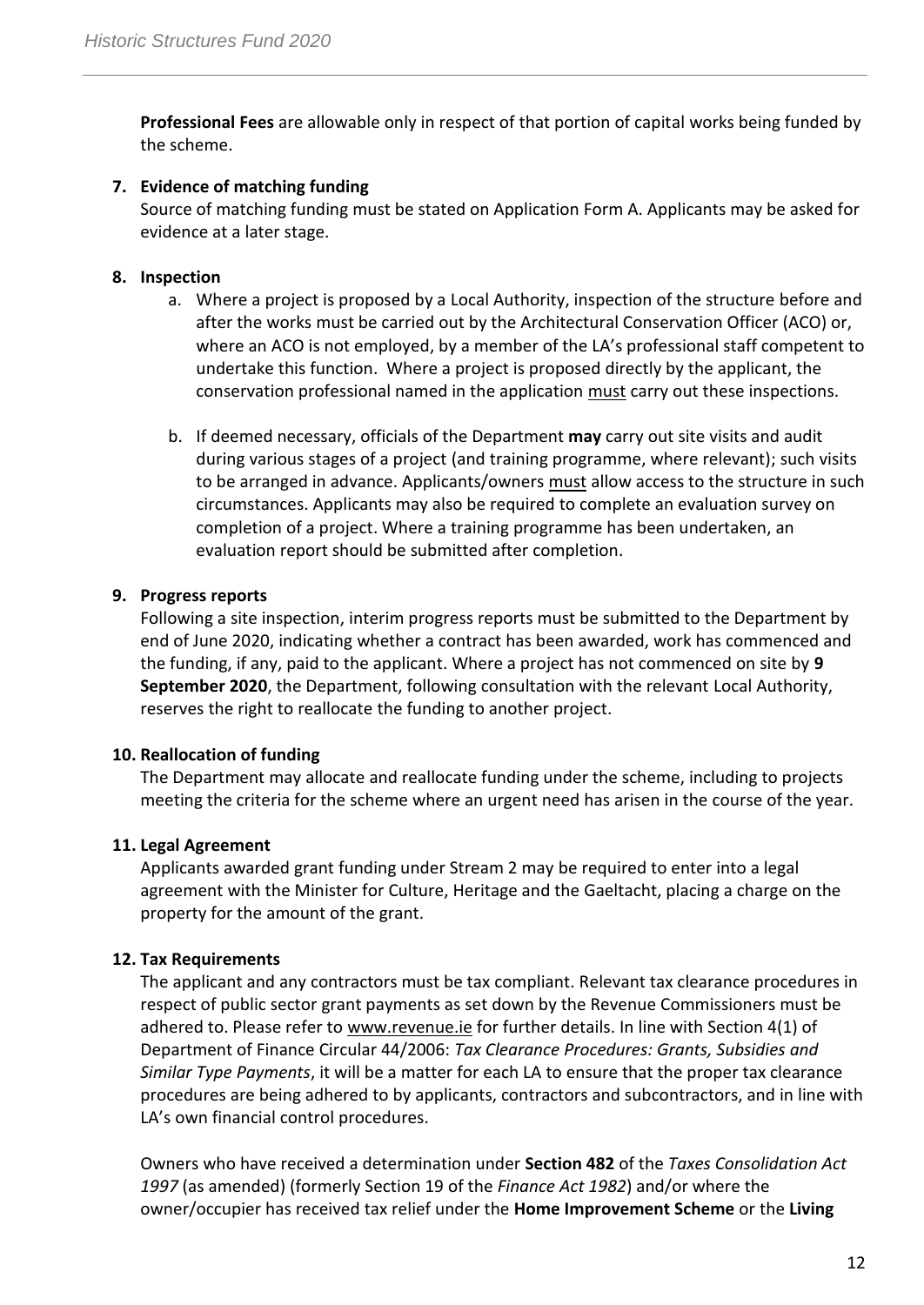**Professional Fees** are allowable only in respect of that portion of capital works being funded by the scheme.

7. **Evidence of matching funding**
   Source of matching funding must be stated on Application Form A. Applicants may be asked for evidence at a later stage.

8. **Inspection**
   a. Where a project is proposed by a Local Authority, inspection of the structure before and after the works must be carried out by the Architectural Conservation Officer (ACO) or, where an ACO is not employed, by a member of the LA's professional staff competent to undertake this function. Where a project is proposed directly by the applicant, the conservation professional named in the application <u>must</u> carry out these inspections.

   b. If deemed necessary, officials of the Department **may** carry out site visits and audit during various stages of a project (and training programme, where relevant); such visits to be arranged in advance. Applicants/owners <u>must</u> allow access to the structure in such circumstances. Applicants may also be required to complete an evaluation survey on completion of a project. Where a training programme has been undertaken, an evaluation report should be submitted after completion.

9. **Progress reports**
   Following a site inspection, interim progress reports must be submitted to the Department by end of June 2020, indicating whether a contract has been awarded, work has commenced and the funding, if any, paid to the applicant. Where a project has not commenced on site by **9 September 2020**, the Department, following consultation with the relevant Local Authority, reserves the right to reallocate the funding to another project.

10. **Reallocation of funding**
    The Department may allocate and reallocate funding under the scheme, including to projects meeting the criteria for the scheme where an urgent need has arisen in the course of the year.

11. **Legal Agreement**
    Applicants awarded grant funding under Stream 2 may be required to enter into a legal agreement with the Minister for Culture, Heritage and the Gaeltacht, placing a charge on the property for the amount of the grant.

12. **Tax Requirements**
    The applicant and any contractors must be tax compliant. Relevant tax clearance procedures in respect of public sector grant payments as set down by the Revenue Commissioners must be adhered to. Please refer to <u>www.revenue.ie</u> for further details. In line with Section 4(1) of Department of Finance Circular 44/2006: *Tax Clearance Procedures: Grants, Subsidies and Similar Type Payments*, it will be a matter for each LA to ensure that the proper tax clearance procedures are being adhered to by applicants, contractors and subcontractors, and in line with LA's own financial control procedures.

    Owners who have received a determination under **Section 482** of the *Taxes Consolidation Act 1997* (as amended) (formerly Section 19 of the *Finance Act 1982*) and/or where the owner/occupier has received tax relief under the **Home Improvement Scheme** or the **Living**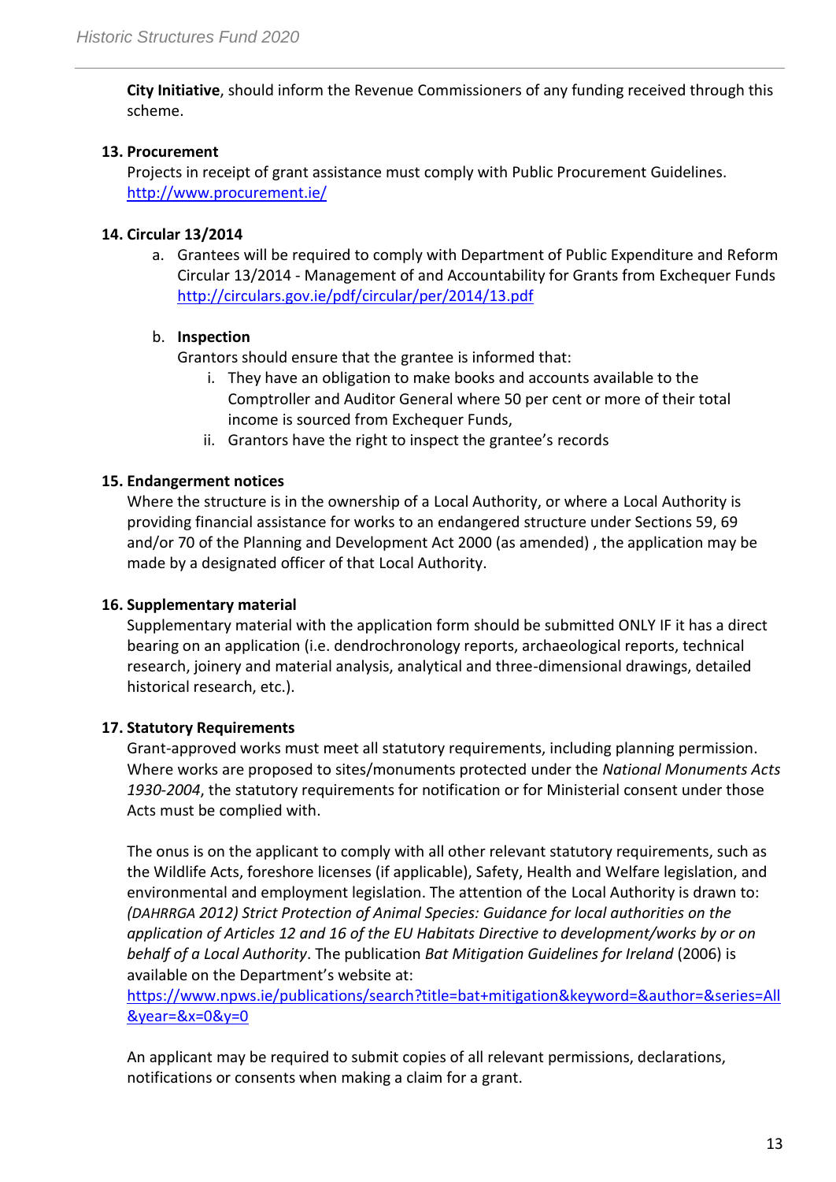**City Initiative**, should inform the Revenue Commissioners of any funding received through this scheme.

### 13. Procurement

Projects in receipt of grant assistance must comply with Public Procurement Guidelines. http://www.procurement.ie/

### 14. Circular 13/2014

a. Grantees will be required to comply with Department of Public Expenditure and Reform Circular 13/2014 - Management of and Accountability for Grants from Exchequer Funds http://circulars.gov.ie/pdf/circular/per/2014/13.pdf

b. **Inspection**

   Grantors should ensure that the grantee is informed that:

   i. They have an obligation to make books and accounts available to the Comptroller and Auditor General where 50 per cent or more of their total income is sourced from Exchequer Funds,

   ii. Grantors have the right to inspect the grantee's records

### 15. Endangerment notices

Where the structure is in the ownership of a Local Authority, or where a Local Authority is providing financial assistance for works to an endangered structure under Sections 59, 69 and/or 70 of the Planning and Development Act 2000 (as amended) , the application may be made by a designated officer of that Local Authority.

### 16. Supplementary material

Supplementary material with the application form should be submitted ONLY IF it has a direct bearing on an application (i.e. dendrochronology reports, archaeological reports, technical research, joinery and material analysis, analytical and three-dimensional drawings, detailed historical research, etc.).

### 17. Statutory Requirements

Grant-approved works must meet all statutory requirements, including planning permission. Where works are proposed to sites/monuments protected under the *National Monuments Acts 1930-2004*, the statutory requirements for notification or for Ministerial consent under those Acts must be complied with.

The onus is on the applicant to comply with all other relevant statutory requirements, such as the Wildlife Acts, foreshore licenses (if applicable), Safety, Health and Welfare legislation, and environmental and employment legislation. The attention of the Local Authority is drawn to: *(DAHRRGA 2012) Strict Protection of Animal Species: Guidance for local authorities on the application of Articles 12 and 16 of the EU Habitats Directive to development/works by or on behalf of a Local Authority*. The publication *Bat Mitigation Guidelines for Ireland* (2006) is available on the Department's website at:
https://www.npws.ie/publications/search?title=bat+mitigation&keyword=&author=&series=All&year=&x=0&y=0

An applicant may be required to submit copies of all relevant permissions, declarations, notifications or consents when making a claim for a grant.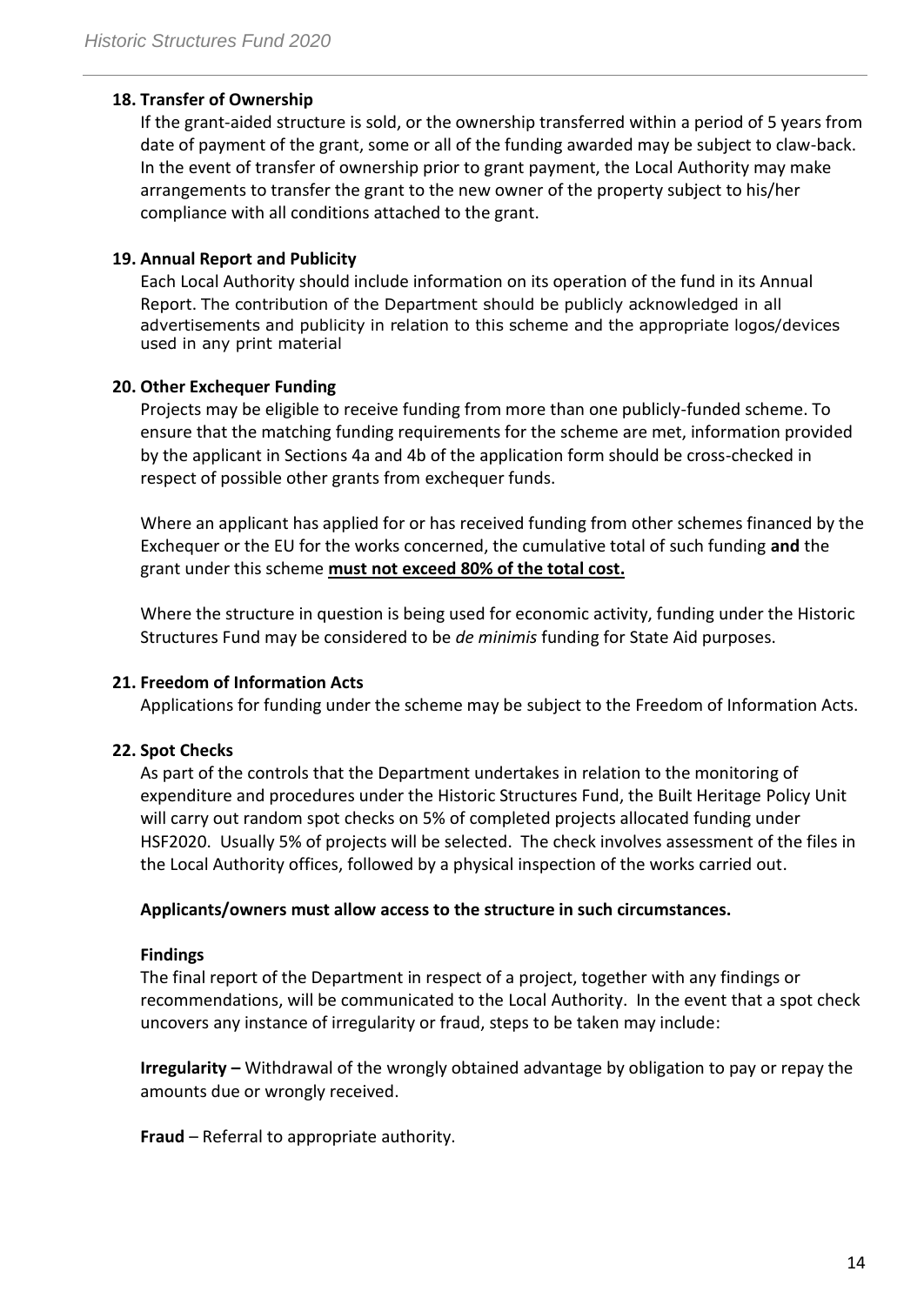### 18. Transfer of Ownership

If the grant-aided structure is sold, or the ownership transferred within a period of 5 years from date of payment of the grant, some or all of the funding awarded may be subject to claw-back. In the event of transfer of ownership prior to grant payment, the Local Authority may make arrangements to transfer the grant to the new owner of the property subject to his/her compliance with all conditions attached to the grant.

### 19. Annual Report and Publicity

Each Local Authority should include information on its operation of the fund in its Annual Report. The contribution of the Department should be publicly acknowledged in all advertisements and publicity in relation to this scheme and the appropriate logos/devices used in any print material

### 20. Other Exchequer Funding

Projects may be eligible to receive funding from more than one publicly-funded scheme. To ensure that the matching funding requirements for the scheme are met, information provided by the applicant in Sections 4a and 4b of the application form should be cross-checked in respect of possible other grants from exchequer funds.

Where an applicant has applied for or has received funding from other schemes financed by the Exchequer or the EU for the works concerned, the cumulative total of such funding **and** the grant under this scheme **must not exceed 80% of the total cost.**

Where the structure in question is being used for economic activity, funding under the Historic Structures Fund may be considered to be *de minimis* funding for State Aid purposes.

### 21. Freedom of Information Acts

Applications for funding under the scheme may be subject to the Freedom of Information Acts.

### 22. Spot Checks

As part of the controls that the Department undertakes in relation to the monitoring of expenditure and procedures under the Historic Structures Fund, the Built Heritage Policy Unit will carry out random spot checks on 5% of completed projects allocated funding under HSF2020. Usually 5% of projects will be selected. The check involves assessment of the files in the Local Authority offices, followed by a physical inspection of the works carried out.

**Applicants/owners must allow access to the structure in such circumstances.**

**Findings**

The final report of the Department in respect of a project, together with any findings or recommendations, will be communicated to the Local Authority. In the event that a spot check uncovers any instance of irregularity or fraud, steps to be taken may include:

**Irregularity –** Withdrawal of the wrongly obtained advantage by obligation to pay or repay the amounts due or wrongly received.

**Fraud** – Referral to appropriate authority.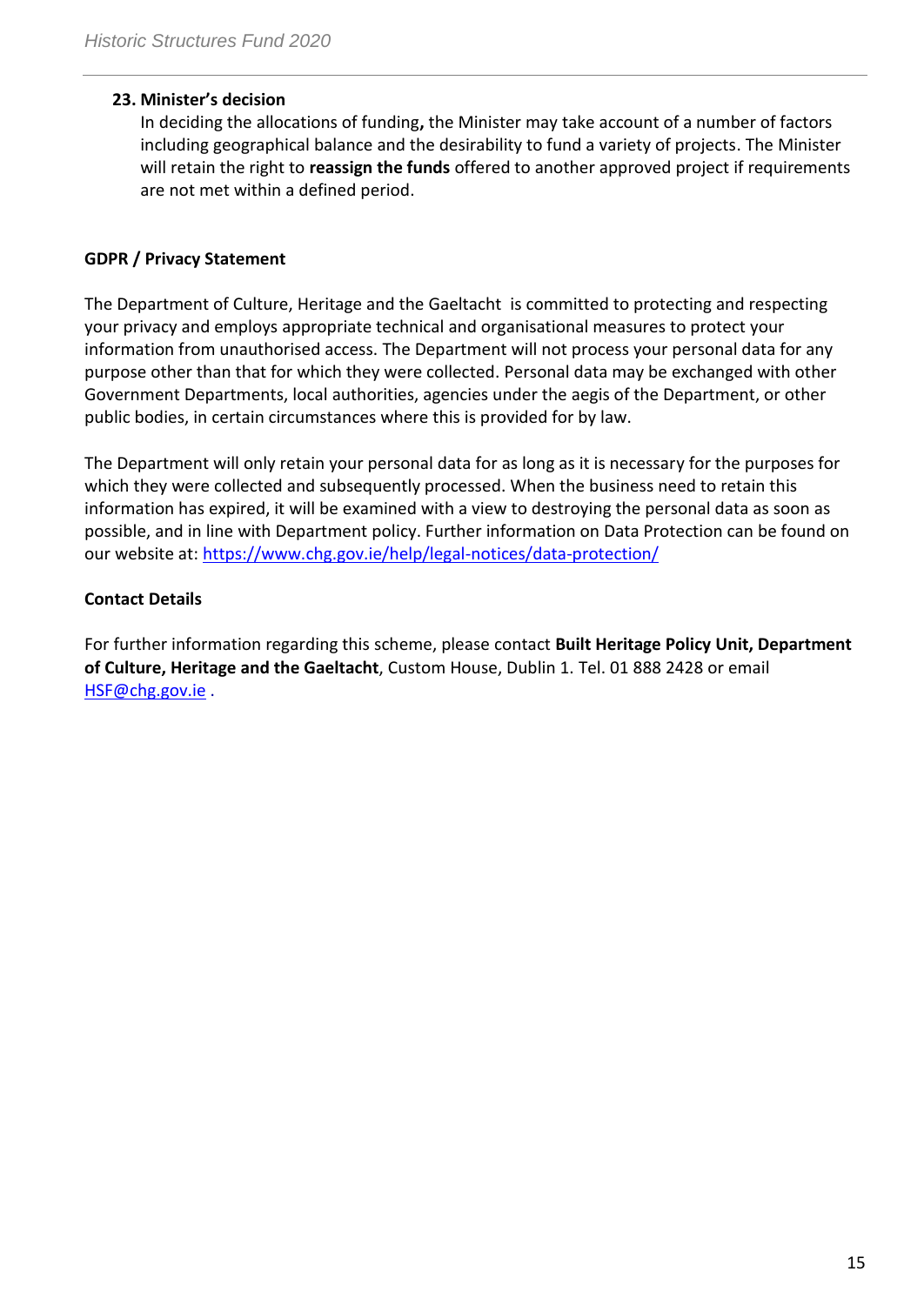**23. Minister's decision**

In deciding the allocations of funding**,** the Minister may take account of a number of factors including geographical balance and the desirability to fund a variety of projects. The Minister will retain the right to **reassign the funds** offered to another approved project if requirements are not met within a defined period.

**GDPR / Privacy Statement**

The Department of Culture, Heritage and the Gaeltacht is committed to protecting and respecting your privacy and employs appropriate technical and organisational measures to protect your information from unauthorised access. The Department will not process your personal data for any purpose other than that for which they were collected. Personal data may be exchanged with other Government Departments, local authorities, agencies under the aegis of the Department, or other public bodies, in certain circumstances where this is provided for by law.

The Department will only retain your personal data for as long as it is necessary for the purposes for which they were collected and subsequently processed. When the business need to retain this information has expired, it will be examined with a view to destroying the personal data as soon as possible, and in line with Department policy. Further information on Data Protection can be found on our website at: https://www.chg.gov.ie/help/legal-notices/data-protection/

**Contact Details**

For further information regarding this scheme, please contact **Built Heritage Policy Unit, Department of Culture, Heritage and the Gaeltacht**, Custom House, Dublin 1. Tel. 01 888 2428 or email HSF@chg.gov.ie .